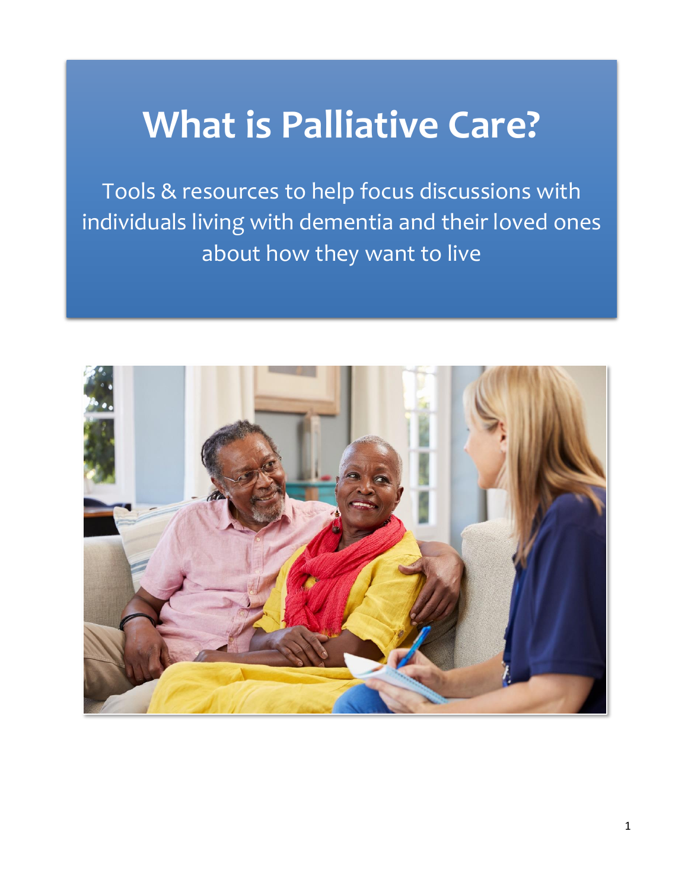# What is Palliative Care?

Tools & resources to help focus discussions with individuals living with dementia and their loved ones about how they want to live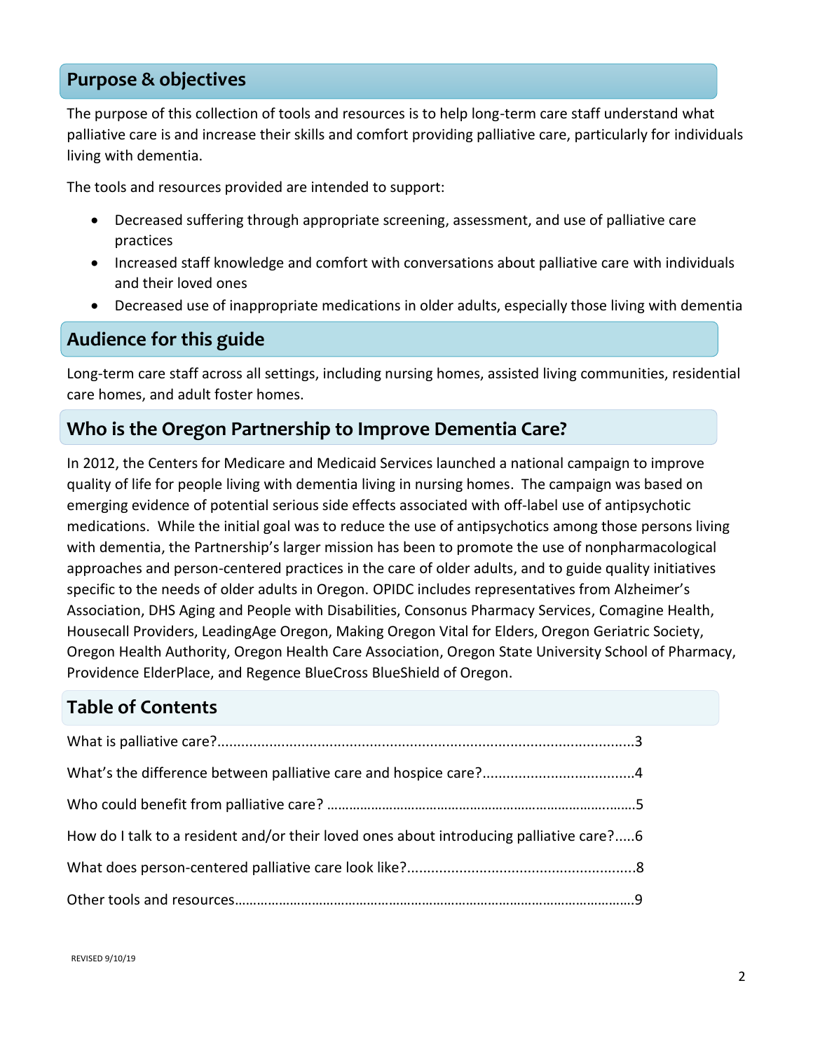## Purpose & objectives

The purpose of this collection of tools and resources is to help long-term care staff understand what palliative care is and increase their skills and comfort providing palliative care, particularly for individuals living with dementia.

The tools and resources provided are intended to support:

- Decreased suffering through appropriate screening, assessment, and use of palliative care practices
- Increased staff knowledge and comfort with conversations about palliative care with individuals and their loved ones
- Decreased use of inappropriate medications in older adults, especially those living with dementia

## Audience for this guide

Long-term care staff across all settings, including nursing homes, assisted living communities, residential care homes, and adult foster homes.

## Who is the Oregon Partnership to Improve Dementia Care?

In 2012, the Centers for Medicare and Medicaid Services launched a national campaign to improve quality of life for people living with dementia living in nursing homes. The campaign was based on emerging evidence of potential serious side effects associated with off-label use of antipsychotic medications. While the initial goal was to reduce the use of antipsychotics among those persons living with dementia, the Partnership's larger mission has been to promote the use of nonpharmacological approaches and person-centered practices in the care of older adults, and to guide quality initiatives specific to the needs of older adults in Oregon. OPIDC includes representatives from Alzheimer's Association, DHS Aging and People with Disabilities, Consonus Pharmacy Services, Comagine Health, Housecall Providers, LeadingAge Oregon, Making Oregon Vital for Elders, Oregon Geriatric Society, Oregon Health Authority, Oregon Health Care Association, Oregon State University School of Pharmacy, Providence ElderPlace, and Regence BlueCross BlueShield of Oregon.

## Table of Contents

What is palliative care?.........................................................................................................3

What's the difference between palliative care and hospice care?......................................4

Who could benefit from palliative care? ...............................................................................5

How do I talk to a resident and/or their loved ones about introducing palliative care?.....6

What does person-centered palliative care look like?.........................................................8

Other tools and resources.......................................................................................................9

REVISED 9/10/19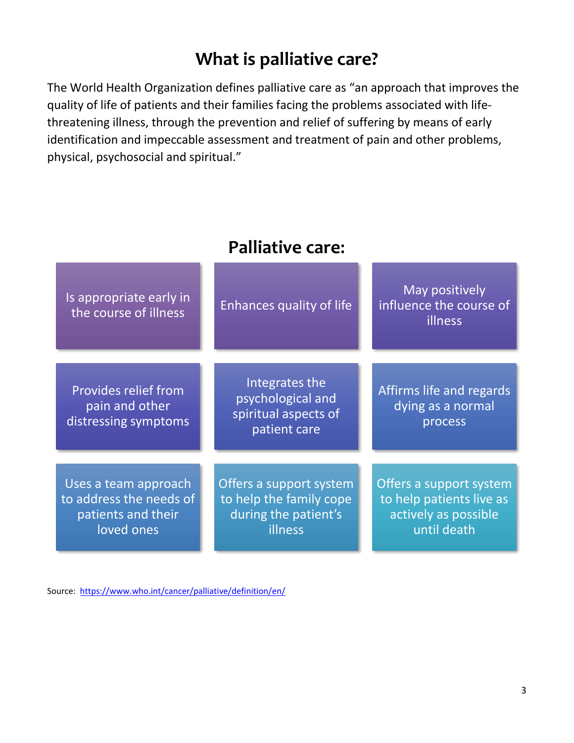# What is palliative care?

The World Health Organization defines palliative care as "an approach that improves the quality of life of patients and their families facing the problems associated with life-threatening illness, through the prevention and relief of suffering by means of early identification and impeccable assessment and treatment of pain and other problems, physical, psychosocial and spiritual."

## Palliative care:

- Is appropriate early in the course of illness
- Enhances quality of life
- May positively influence the course of illness
- Provides relief from pain and other distressing symptoms
- Integrates the psychological and spiritual aspects of patient care
- Affirms life and regards dying as a normal process
- Uses a team approach to address the needs of patients and their loved ones
- Offers a support system to help the family cope during the patient's illness
- Offers a support system to help patients live as actively as possible until death

Source: https://www.who.int/cancer/palliative/definition/en/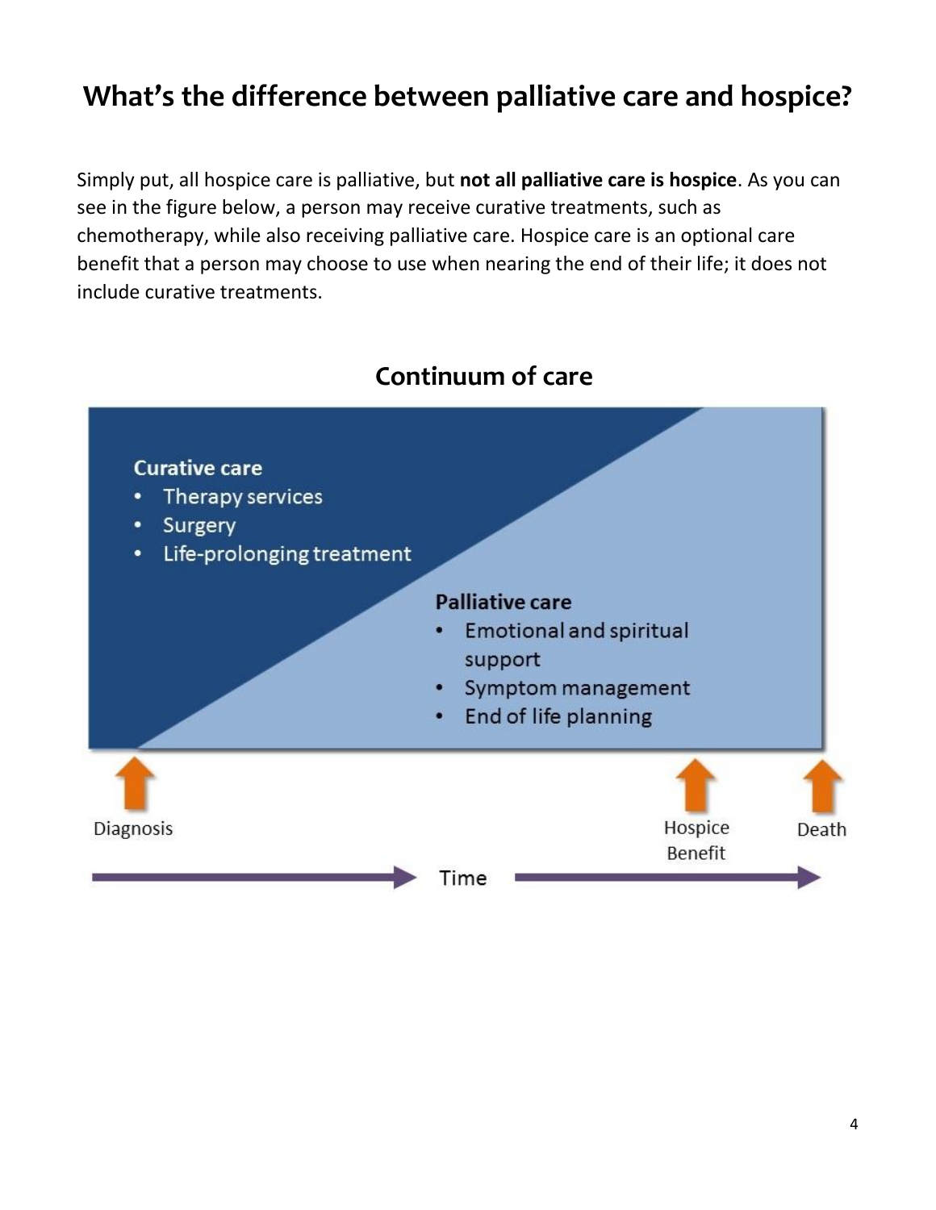# What's the difference between palliative care and hospice?

Simply put, all hospice care is palliative, but **not all palliative care is hospice**. As you can see in the figure below, a person may receive curative treatments, such as chemotherapy, while also receiving palliative care. Hospice care is an optional care benefit that a person may choose to use when nearing the end of their life; it does not include curative treatments.

## Continuum of care

**Curative care**
- Therapy services
- Surgery
- Life-prolonging treatment

**Palliative care**
- Emotional and spiritual support
- Symptom management
- End of life planning

Diagnosis — Hospice Benefit — Death

Time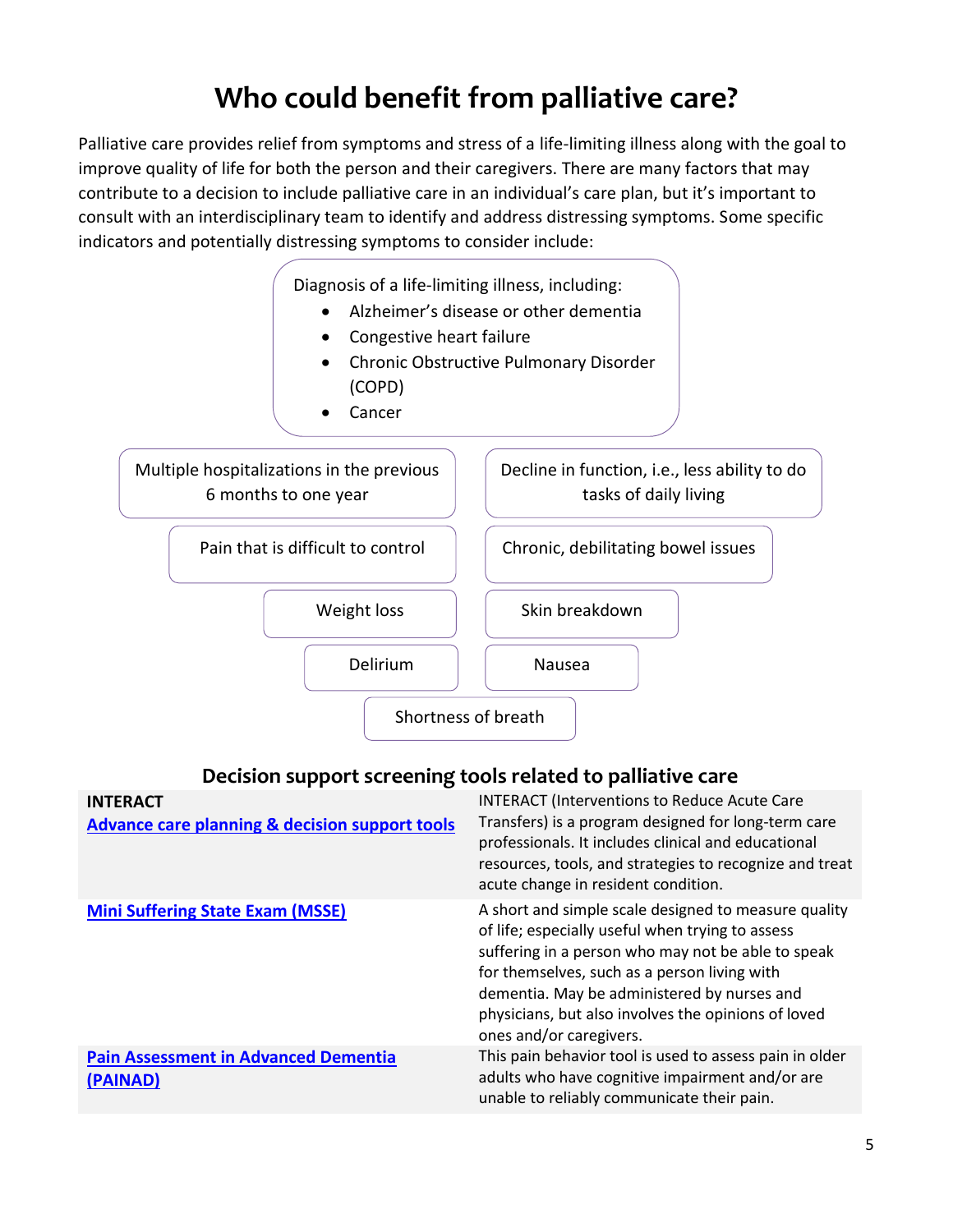# Who could benefit from palliative care?

Palliative care provides relief from symptoms and stress of a life-limiting illness along with the goal to improve quality of life for both the person and their caregivers. There are many factors that may contribute to a decision to include palliative care in an individual's care plan, but it's important to consult with an interdisciplinary team to identify and address distressing symptoms. Some specific indicators and potentially distressing symptoms to consider include:

Diagnosis of a life-limiting illness, including:

- Alzheimer's disease or other dementia
- Congestive heart failure
- Chronic Obstructive Pulmonary Disorder (COPD)
- Cancer

Multiple hospitalizations in the previous 6 months to one year

Decline in function, i.e., less ability to do tasks of daily living

Pain that is difficult to control

Chronic, debilitating bowel issues

Weight loss

Skin breakdown

Delirium

Nausea

Shortness of breath

## Decision support screening tools related to palliative care

| Tool | Description |
|---|---|
| **INTERACT**<br>**Advance care planning & decision support tools** | INTERACT (Interventions to Reduce Acute Care Transfers) is a program designed for long-term care professionals. It includes clinical and educational resources, tools, and strategies to recognize and treat acute change in resident condition. |
| **Mini Suffering State Exam (MSSE)** | A short and simple scale designed to measure quality of life; especially useful when trying to assess suffering in a person who may not be able to speak for themselves, such as a person living with dementia. May be administered by nurses and physicians, but also involves the opinions of loved ones and/or caregivers. |
| **Pain Assessment in Advanced Dementia (PAINAD)** | This pain behavior tool is used to assess pain in older adults who have cognitive impairment and/or are unable to reliably communicate their pain. |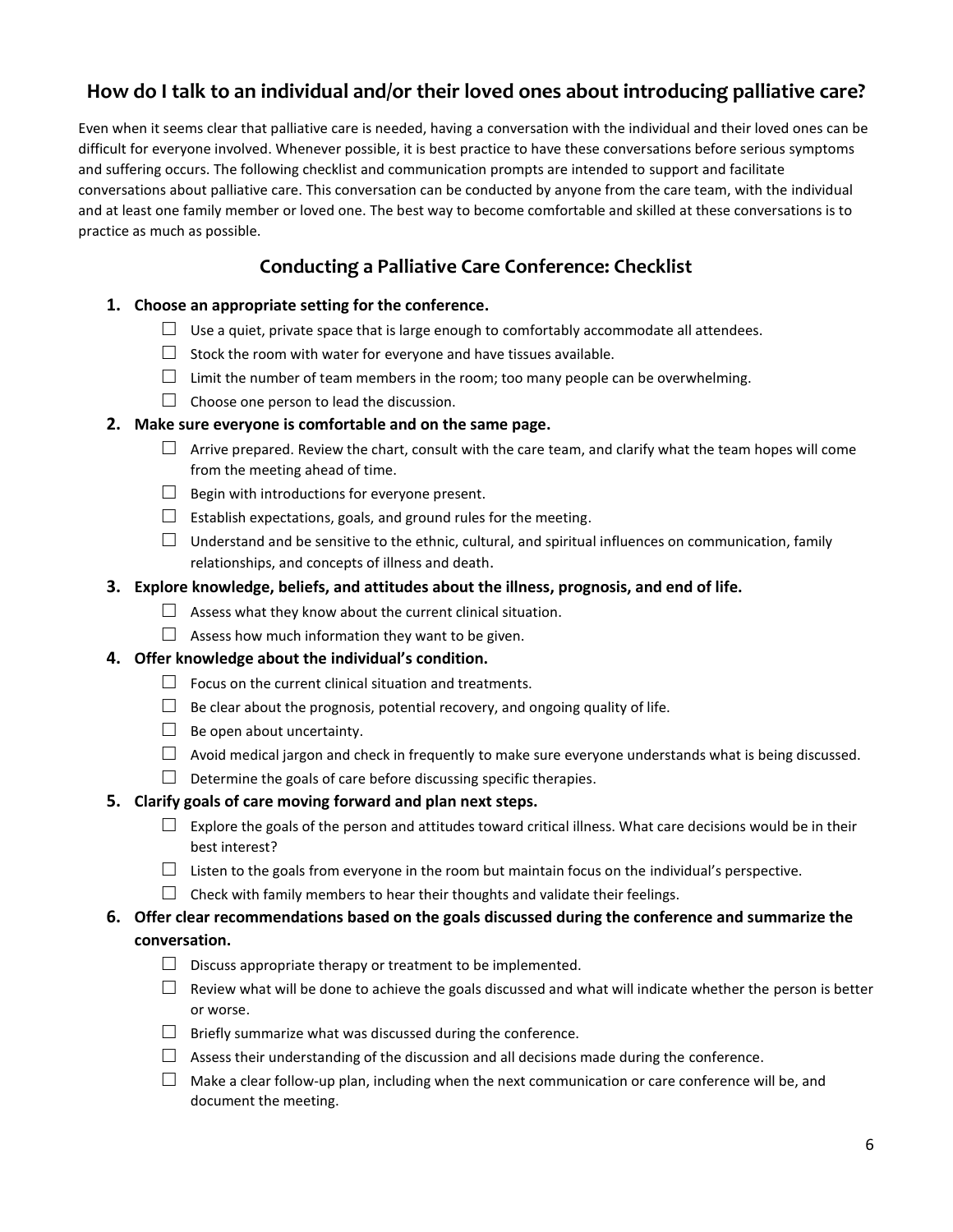## How do I talk to an individual and/or their loved ones about introducing palliative care?

Even when it seems clear that palliative care is needed, having a conversation with the individual and their loved ones can be difficult for everyone involved. Whenever possible, it is best practice to have these conversations before serious symptoms and suffering occurs. The following checklist and communication prompts are intended to support and facilitate conversations about palliative care. This conversation can be conducted by anyone from the care team, with the individual and at least one family member or loved one. The best way to become comfortable and skilled at these conversations is to practice as much as possible.

### Conducting a Palliative Care Conference: Checklist

1. **Choose an appropriate setting for the conference.**
   - ☐ Use a quiet, private space that is large enough to comfortably accommodate all attendees.
   - ☐ Stock the room with water for everyone and have tissues available.
   - ☐ Limit the number of team members in the room; too many people can be overwhelming.
   - ☐ Choose one person to lead the discussion.
2. **Make sure everyone is comfortable and on the same page.**
   - ☐ Arrive prepared. Review the chart, consult with the care team, and clarify what the team hopes will come from the meeting ahead of time.
   - ☐ Begin with introductions for everyone present.
   - ☐ Establish expectations, goals, and ground rules for the meeting.
   - ☐ Understand and be sensitive to the ethnic, cultural, and spiritual influences on communication, family relationships, and concepts of illness and death.
3. **Explore knowledge, beliefs, and attitudes about the illness, prognosis, and end of life.**
   - ☐ Assess what they know about the current clinical situation.
   - ☐ Assess how much information they want to be given.
4. **Offer knowledge about the individual's condition.**
   - ☐ Focus on the current clinical situation and treatments.
   - ☐ Be clear about the prognosis, potential recovery, and ongoing quality of life.
   - ☐ Be open about uncertainty.
   - ☐ Avoid medical jargon and check in frequently to make sure everyone understands what is being discussed.
   - ☐ Determine the goals of care before discussing specific therapies.
5. **Clarify goals of care moving forward and plan next steps.**
   - ☐ Explore the goals of the person and attitudes toward critical illness. What care decisions would be in their best interest?
   - ☐ Listen to the goals from everyone in the room but maintain focus on the individual's perspective.
   - ☐ Check with family members to hear their thoughts and validate their feelings.
6. **Offer clear recommendations based on the goals discussed during the conference and summarize the conversation.**
   - ☐ Discuss appropriate therapy or treatment to be implemented.
   - ☐ Review what will be done to achieve the goals discussed and what will indicate whether the person is better or worse.
   - ☐ Briefly summarize what was discussed during the conference.
   - ☐ Assess their understanding of the discussion and all decisions made during the conference.
   - ☐ Make a clear follow-up plan, including when the next communication or care conference will be, and document the meeting.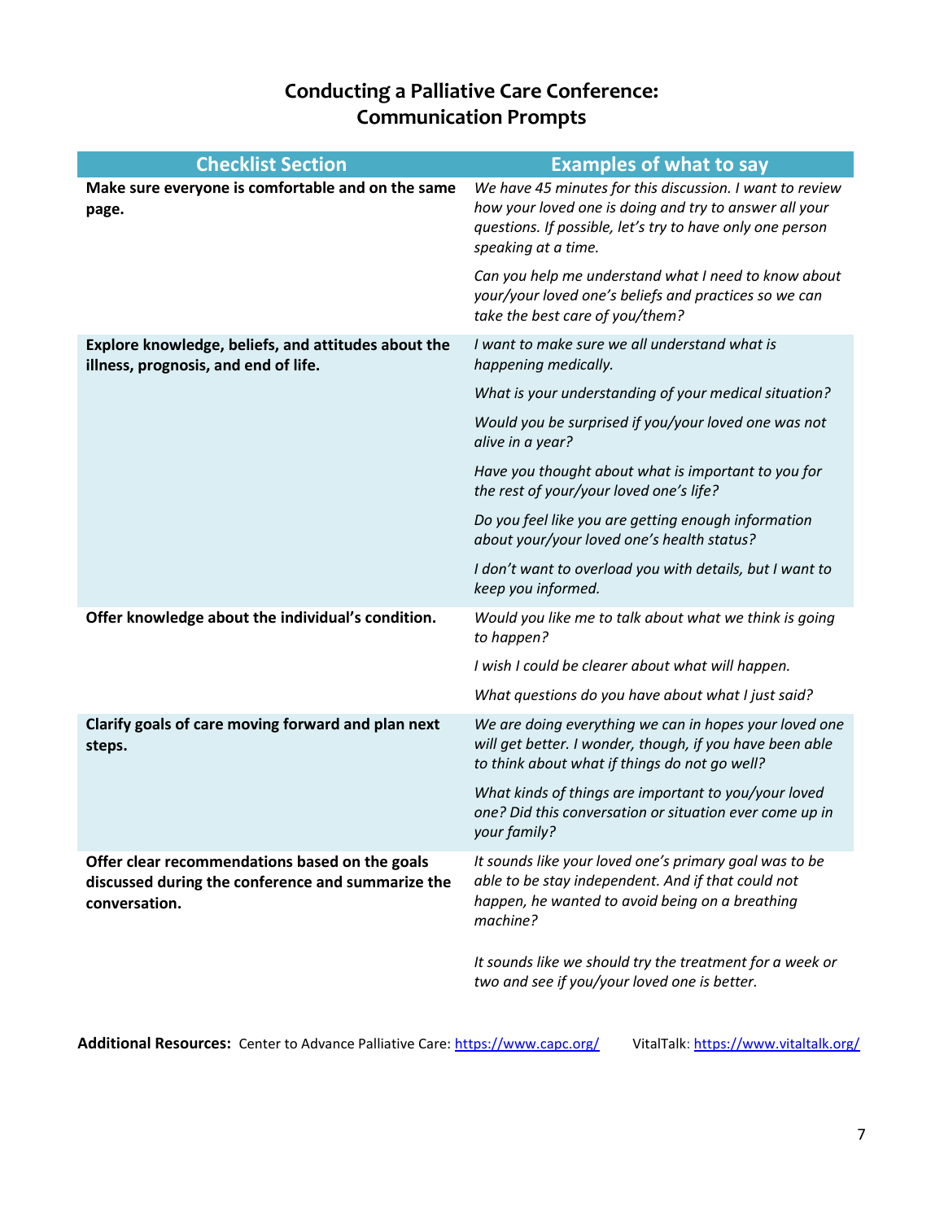# Conducting a Palliative Care Conference: Communication Prompts

| Checklist Section | Examples of what to say |
|---|---|
| **Make sure everyone is comfortable and on the same page.** | *We have 45 minutes for this discussion. I want to review how your loved one is doing and try to answer all your questions. If possible, let's try to have only one person speaking at a time.* |
| | *Can you help me understand what I need to know about your/your loved one's beliefs and practices so we can take the best care of you/them?* |
| **Explore knowledge, beliefs, and attitudes about the illness, prognosis, and end of life.** | *I want to make sure we all understand what is happening medically.* |
| | *What is your understanding of your medical situation?* |
| | *Would you be surprised if you/your loved one was not alive in a year?* |
| | *Have you thought about what is important to you for the rest of your/your loved one's life?* |
| | *Do you feel like you are getting enough information about your/your loved one's health status?* |
| | *I don't want to overload you with details, but I want to keep you informed.* |
| **Offer knowledge about the individual's condition.** | *Would you like me to talk about what we think is going to happen?* |
| | *I wish I could be clearer about what will happen.* |
| | *What questions do you have about what I just said?* |
| **Clarify goals of care moving forward and plan next steps.** | *We are doing everything we can in hopes your loved one will get better. I wonder, though, if you have been able to think about what if things do not go well?* |
| | *What kinds of things are important to you/your loved one? Did this conversation or situation ever come up in your family?* |
| **Offer clear recommendations based on the goals discussed during the conference and summarize the conversation.** | *It sounds like your loved one's primary goal was to be able to be stay independent. And if that could not happen, he wanted to avoid being on a breathing machine?* |
| | *It sounds like we should try the treatment for a week or two and see if you/your loved one is better.* |

**Additional Resources:** Center to Advance Palliative Care: https://www.capc.org/ VitalTalk: https://www.vitaltalk.org/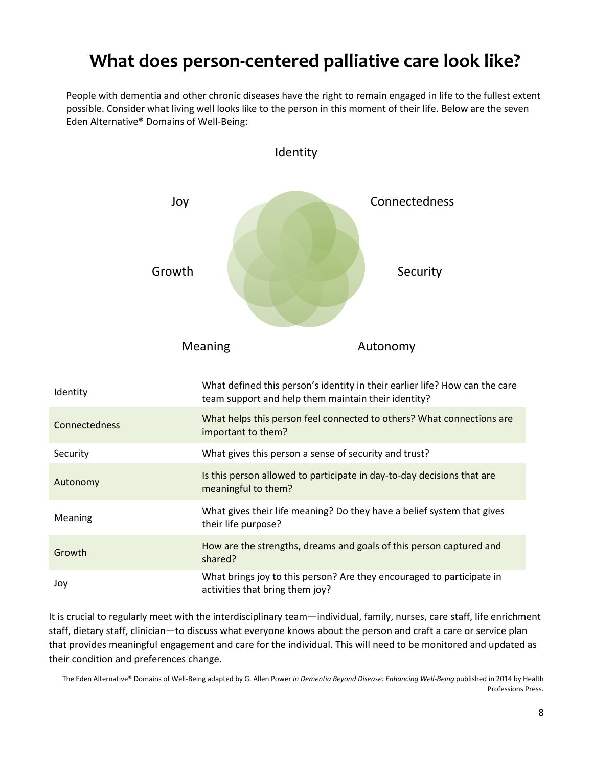# What does person-centered palliative care look like?

People with dementia and other chronic diseases have the right to remain engaged in life to the fullest extent possible. Consider what living well looks like to the person in this moment of their life. Below are the seven Eden Alternative® Domains of Well-Being:

Identity

Joy

Connectedness

Growth

Security

Meaning

Autonomy

| | |
|---|---|
| Identity | What defined this person's identity in their earlier life? How can the care team support and help them maintain their identity? |
| Connectedness | What helps this person feel connected to others? What connections are important to them? |
| Security | What gives this person a sense of security and trust? |
| Autonomy | Is this person allowed to participate in day-to-day decisions that are meaningful to them? |
| Meaning | What gives their life meaning? Do they have a belief system that gives their life purpose? |
| Growth | How are the strengths, dreams and goals of this person captured and shared? |
| Joy | What brings joy to this person? Are they encouraged to participate in activities that bring them joy? |

It is crucial to regularly meet with the interdisciplinary team—individual, family, nurses, care staff, life enrichment staff, dietary staff, clinician—to discuss what everyone knows about the person and craft a care or service plan that provides meaningful engagement and care for the individual. This will need to be monitored and updated as their condition and preferences change.

The Eden Alternative® Domains of Well-Being adapted by G. Allen Power *in Dementia Beyond Disease: Enhancing Well-Being* published in 2014 by Health Professions Press.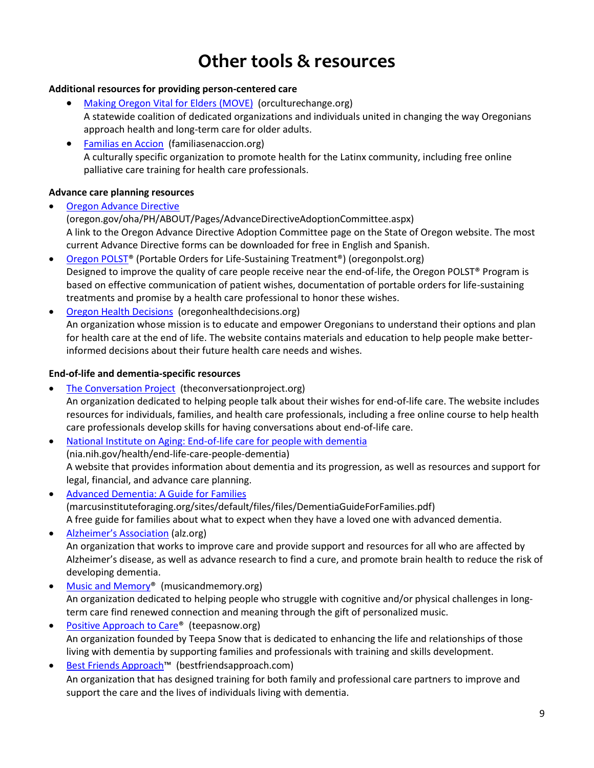# Other tools & resources

**Additional resources for providing person-centered care**

- Making Oregon Vital for Elders (MOVE) (orculturechange.org)
  A statewide coalition of dedicated organizations and individuals united in changing the way Oregonians approach health and long-term care for older adults.
- Familias en Accion (familiasenaccion.org)
  A culturally specific organization to promote health for the Latinx community, including free online palliative care training for health care professionals.

**Advance care planning resources**

- Oregon Advance Directive
  (oregon.gov/oha/PH/ABOUT/Pages/AdvanceDirectiveAdoptionCommittee.aspx)
  A link to the Oregon Advance Directive Adoption Committee page on the State of Oregon website. The most current Advance Directive forms can be downloaded for free in English and Spanish.
- Oregon POLST® (Portable Orders for Life-Sustaining Treatment®) (oregonpolst.org)
  Designed to improve the quality of care people receive near the end-of-life, the Oregon POLST® Program is based on effective communication of patient wishes, documentation of portable orders for life-sustaining treatments and promise by a health care professional to honor these wishes.
- Oregon Health Decisions (oregonhealthdecisions.org)
  An organization whose mission is to educate and empower Oregonians to understand their options and plan for health care at the end of life. The website contains materials and education to help people make better-informed decisions about their future health care needs and wishes.

**End-of-life and dementia-specific resources**

- The Conversation Project (theconversationproject.org)
  An organization dedicated to helping people talk about their wishes for end-of-life care. The website includes resources for individuals, families, and health care professionals, including a free online course to help health care professionals develop skills for having conversations about end-of-life care.
- National Institute on Aging: End-of-life care for people with dementia
  (nia.nih.gov/health/end-life-care-people-dementia)
  A website that provides information about dementia and its progression, as well as resources and support for legal, financial, and advance care planning.
- Advanced Dementia: A Guide for Families
  (marcusinstituteforaging.org/sites/default/files/files/DementiaGuideForFamilies.pdf)
  A free guide for families about what to expect when they have a loved one with advanced dementia.
- Alzheimer's Association (alz.org)
  An organization that works to improve care and provide support and resources for all who are affected by Alzheimer's disease, as well as advance research to find a cure, and promote brain health to reduce the risk of developing dementia.
- Music and Memory® (musicandmemory.org)
  An organization dedicated to helping people who struggle with cognitive and/or physical challenges in long-term care find renewed connection and meaning through the gift of personalized music.
- Positive Approach to Care® (teepasnow.org)
  An organization founded by Teepa Snow that is dedicated to enhancing the life and relationships of those living with dementia by supporting families and professionals with training and skills development.
- Best Friends Approach™ (bestfriendsapproach.com)
  An organization that has designed training for both family and professional care partners to improve and support the care and the lives of individuals living with dementia.